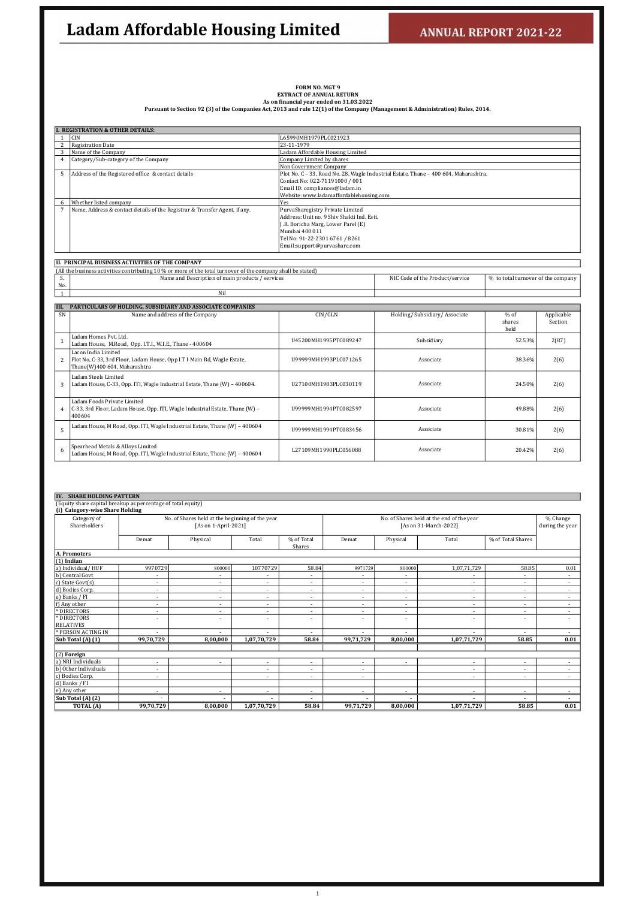**FORM NO. MGT 9**
**EXTRACT OF ANNUAL RETURN**
**As on financial year ended on 31.03.2022**
**Pursuant to Section 92 (3) of the Companies Act, 2013 and rule 12(1) of the Company (Management & Administration) Rules, 2014.**

| I. REGISTRATION & OTHER DETAILS: | | |
|---|---|---|
| 1 | CIN | L65990MH1979PLC021923 |
| 2 | Registration Date | 23-11-1979 |
| 3 | Name of the Company | Ladam Affordable Housing Limited |
| 4 | Category/Sub-category of the Company | Company Limited by shares<br>Non Government Company |
| 5 | Address of the Registered office & contact details | Plot No. C – 33, Road No. 28, Wagle Industrial Estate, Thane – 400 604, Maharashtra.<br>Contact No: 022-71191000 / 001<br>Email ID: compliances@ladam.in<br>Website: www.ladamaffordablehousing.com |
| 6 | Whether listed company | Yes |
| 7 | Name, Address & contact details of the Registrar & Transfer Agent, if any. | PurvaSharegistry Private Limited<br>Address: Unit no. 9 Shiv Shakti Ind. Estt.<br>J.R. Boricha Marg, Lower Parel (E)<br>Mumbai 400011<br>Tel No: 91-22-23016761 / 8261<br>Email:support@purvashare.com |

**II. PRINCIPAL BUSINESS ACTIVITIES OF THE COMPANY**

(All the business activities contributing 10 % or more of the total turnover of the company shall be stated)

| S. No. | Name and Description of main products / services | NIC Code of the Product/service | % to total turnover of the company |
|---|---|---|---|
| 1 | Nil | | |

**III. PARTICULARS OF HOLDING, SUBSIDIARY AND ASSOCIATE COMPANIES**

| SN | Name and address of the Company | CIN/GLN | Holding/ Subsidiary/ Associate | % of shares held | Applicable Section |
|---|---|---|---|---|---|
| 1 | Ladam Homes Pvt. Ltd.<br>Ladam House, M.Road, Opp. I.T.I., W.I.E., Thane - 400604 | U45200MH1995PTC089247 | Subsidiary | 52.53% | 2(87) |
| 2 | Lacon India Limited<br>Plot No, C-33, 3rd Floor, Ladam House, Opp I T I Main Rd, Wagle Estate, Thane(W)400 604, Maharashtra | U99999MH1993PLC071265 | Associate | 38.36% | 2(6) |
| 3 | Ladam Steels Limited<br>Ladam House, C-33, Opp. ITI, Wagle Industrial Estate, Thane (W) – 400604. | U27100MH1983PLC030119 | Associate | 24.50% | 2(6) |
| 4 | Ladam Foods Private Limited<br>C-33, 3rd Floor, Ladam House, Opp. ITI, Wagle Industrial Estate, Thane (W) – 400604 | U99999MH1994PTC082597 | Associate | 49.88% | 2(6) |
| 5 | Ladam House, M Road, Opp. ITI, Wagle Industrial Estate, Thane (W) – 400604 | U99999MH1994PTC083456 | Associate | 30.81% | 2(6) |
| 6 | Spearhead Metals & Alloys Limited<br>Ladam House, M Road, Opp. ITI, Wagle Industrial Estate, Thane (W) – 400604 | L27109MH1990PLC056088 | Associate | 20.42% | 2(6) |

**IV. SHARE HOLDING PATTERN**

(Equity share capital breakup as percentage of total equity)

**(i) Category-wise Share Holding**

| Category of Shareholders | No. of Shares held at the beginning of the year [As on 1-April-2021] | | | | No. of Shares held at the end of the year [As on 31-March-2022] | | | | % Change during the year |
|---|---|---|---|---|---|---|---|---|---|
| | Demat | Physical | Total | % of Total Shares | Demat | Physical | Total | % of Total Shares | |
| **A. Promoters** | | | | | | | | | |
| **(1) Indian** | | | | | | | | | |
| a) Individual/ HUF | 9970729 | 800000 | 10770729 | 58.84 | 9971729 | 800000 | 1,07,71,729 | 58.85 | 0.01 |
| b) Central Govt | - | - | - | - | - | - | - | - | - |
| c) State Govt(s) | - | - | - | - | - | - | - | - | - |
| d) Bodies Corp. | - | - | - | - | - | - | - | - | - |
| e) Banks / FI | - | - | - | - | - | - | - | - | - |
| f) Any other | - | - | - | - | - | - | - | - | - |
| * DIRECTORS | - | - | - | - | - | - | - | - | - |
| * DIRECTORS RELATIVES | - | - | - | - | - | - | - | - | - |
| * PERSON ACTING IN | - | - | - | - | - | - | - | - | - |
| **Sub Total (A) (1)** | **99,70,729** | **8,00,000** | **1,07,70,729** | **58.84** | **99,71,729** | **8,00,000** | **1,07,71,729** | **58.85** | **0.01** |
| | | | | | | | | | |
| (2) **Foreign** | | | | | | | | | |
| a) NRI Individuals | - | - | - | - | - | - | - | - | - |
| b) Other Individuals | - | | - | - | - | | - | - | - |
| c) Bodies Corp. | - | | - | - | - | | - | - | - |
| d) Banks / FI | | | | | | | | | |
| e) Any other | - | - | - | - | - | - | - | - | - |
| **Sub Total (A) (2)** | - | - | - | - | - | - | - | - | - |
| **TOTAL (A)** | **99,70,729** | **8,00,000** | **1,07,70,729** | **58.84** | **99,71,729** | **8,00,000** | **1,07,71,729** | **58.85** | **0.01** |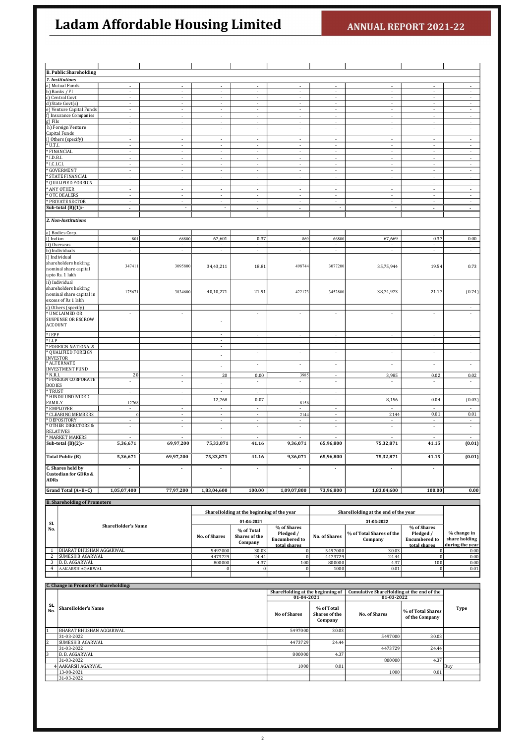| | | | | | | | | | |
|---|---|---|---|---|---|---|---|---|---|
| **B. Public Shareholding** | | | | | | | | | |
| ***1. Institutions*** | | | | | | | | | |
| a) Mutual Funds | - | - | - | - | - | - | - | - | - |
| b) Banks / FI | - | - | - | - | - | - | - | - | - |
| c) Central Govt | - | - | - | - | - | - | - | - | - |
| d) State Govt(s) | - | - | - | - | - | - | - | - | - |
| e) Venture Capital Funds | - | - | - | - | - | - | - | - | - |
| f) Insurance Companies | - | - | - | - | - | - | - | - | - |
| g) FIIs | - | - | - | - | - | - | - | - | - |
| h) Foreign Venture Capital Funds | - | - | - | - | - | - | - | - | - |
| i) Others (specify) | - | - | - | - | - | - | - | - | - |
| * U.T.I. | - | - | - | - | - | - | - | - | - |
| * FINANCIAL | - | - | - | - | - | - | - | - | - |
| * I.D.B.I. | - | - | - | - | - | - | - | - | - |
| * I.C.I.C.I. | - | - | - | - | - | - | - | - | - |
| * GOVERMENT | - | - | - | - | - | - | - | - | - |
| * STATE FINANCIAL | - | - | - | - | - | - | - | - | - |
| * QUALIFIED FOREIGN | - | - | - | - | - | - | - | - | - |
| * ANY OTHER | - | - | - | - | - | - | - | - | - |
| * OTC DEALERS | - | - | - | - | - | - | - | - | - |
| * PRIVATE SECTOR | - | - | - | - | - | - | - | - | - |
| **Sub-total (B)(1):-** | - | - | - | - | - | - | - | - | - |
| ***2. Non-Institutions*** | | | | | | | | | |
| a) Bodies Corp. | | | | | | | | | |
| i) Indian | 801 | 66800 | 67,601 | 0.37 | 869 | 66800 | 67,669 | 0.37 | 0.00 |
| ii) Overseas | - | - | - | - | - | - | - | - | - |
| b) Individuals | - | - | - | - | - | - | - | - | - |
| i) Individual shareholders holding nominal share capital upto Rs. 1 lakh | 347411 | 3095800 | 34,43,211 | 18.81 | 498744 | 3077200 | 35,75,944 | 19.54 | 0.73 |
| ii) Individual shareholders holding nominal share capital in excess of Rs 1 lakh | 175671 | 3834600 | 40,10,271 | 21.91 | 422173 | 3452800 | 38,74,973 | 21.17 | (0.74) |
| c) Others (specify) | | | | | | | | | - |
| * UNCLAIMED OR SUSPENSE OR ESCROW ACCOUNT | - | - | - | - | - | - | - | - | - |
| * IEPF | | | - | - | - | - | - | - | - |
| * LLP | | | - | - | - | - | - | - | - |
| * FOREIGN NATIONALS | - | - | - | - | - | - | - | - | - |
| * QUALIFIED FOREIGN INVESTOR | | | - | - | - | - | - | - | - |
| * ALTERNATE INVESTMENT FUND | | | - | - | - | - | - | - | - |
| * N.R.I. | 20 | - | 20 | 0.00 | 3985 | - | 3,985 | 0.02 | 0.02 |
| * FOREIGN CORPORATE BODIES | - | - | - | - | - | - | - | - | - |
| * TRUST | - | - | - | - | - | - | - | - | - |
| * HINDU UNDIVIDED FAMILY | 12768 | - | 12,768 | 0.07 | 8156 | - | 8,156 | 0.04 | (0.03) |
| * EMPLOYEE | - | - | - | - | - | - | - | - | - |
| * CLEARING MEMBERS | 0 | - | - | - | 2144 | - | 2144 | 0.01 | 0.01 |
| * DEPOSITORY | - | - | - | - | - | - | - | - | - |
| * OTHER DIRECTORS & RELATIVES | - | - | - | - | - | - | - | - | - |
| * MARKET MAKERS | - | - | - | - | - | - | - | - | - |
| **Sub-total (B)(2):-** | **5,36,671** | **69,97,200** | **75,33,871** | **41.16** | **9,36,071** | **65,96,800** | **75,32,871** | **41.15** | **(0.01)** |
| **Total Public (B)** | **5,36,671** | **69,97,200** | **75,33,871** | **41.16** | **9,36,071** | **65,96,800** | **75,32,871** | **41.15** | **(0.01)** |
| **C. Shares held by Custodian for GDRs & ADRs** | - | - | - | - | - | - | - | - | |
| **Grand Total (A+B+C)** | **1,05,07,400** | **77,97,200** | **1,83,04,600** | **100.00** | **1,09,07,800** | **73,96,800** | **1,83,04,600** | **100.00** | **0.00** |

**B. Shareholding of Promoters**

| SL No. | ShareHolder's Name | ShareHolding at the beginning of the year 01-04-2021 | | | ShareHolding at the end of the year 31-03-2022 | | | % change in share holding during the year |
|---|---|---|---|---|---|---|---|---|
| | | No. of Shares | % of Total Shares of the Company | % of Shares Pledged / Encumbered to total shares | No. of Shares | % of Total Shares of the Company | % of Shares Pledged / Encumbered to total shares | |
| 1 | BHARAT BHUSHAN AGGARWAL | 5497000 | 30.03 | 0 | 5497000 | 30.03 | 0 | 0.00 |
| 2 | SUMESH B AGARWAL | 4473729 | 24.44 | 0 | 4473729 | 24.44 | 0 | 0.00 |
| 3 | B. B. AGGARWAL | 800000 | 4.37 | 100 | 800000 | 4.37 | 100 | 0.00 |
| 4 | AAKARSH AGARWAL | 0 | 0 | 0 | 1000 | 0.01 | 0 | 0.01 |

**C. Change in Promoter's Shareholding:**

| SL No. | ShareHolder's Name | ShareHolding at the beginning of 01-04-2021 | | Cumulative ShareHolding at the end of the 01-03-2022 | | Type |
|---|---|---|---|---|---|---|
| | | No of Shares | % of Total Shares of the Company | No. of Shares | % of Total Shares of the Company | |
| 1 | BHARAT BHUSHAN AGGARWAL | 5497000 | 30.03 | | | |
| | 31-03-2022 | | | 5497000 | 30.03 | |
| 2 | SUMESH B AGARWAL | 4473729 | 24.44 | | | |
| | 31-03-2022 | | | 4473729 | 24.44 | |
| 3 | B. B. AGGARWAL | 800000 | 4.37 | | | |
| | 31-03-2022 | | | 800000 | 4.37 | |
| 4 | AAKARSH AGARWAL | 1000 | 0.01 | | | Buy |
| | 13-08-2021 | | | 1000 | 0.01 | |
| | 31-03-2022 | | | | | |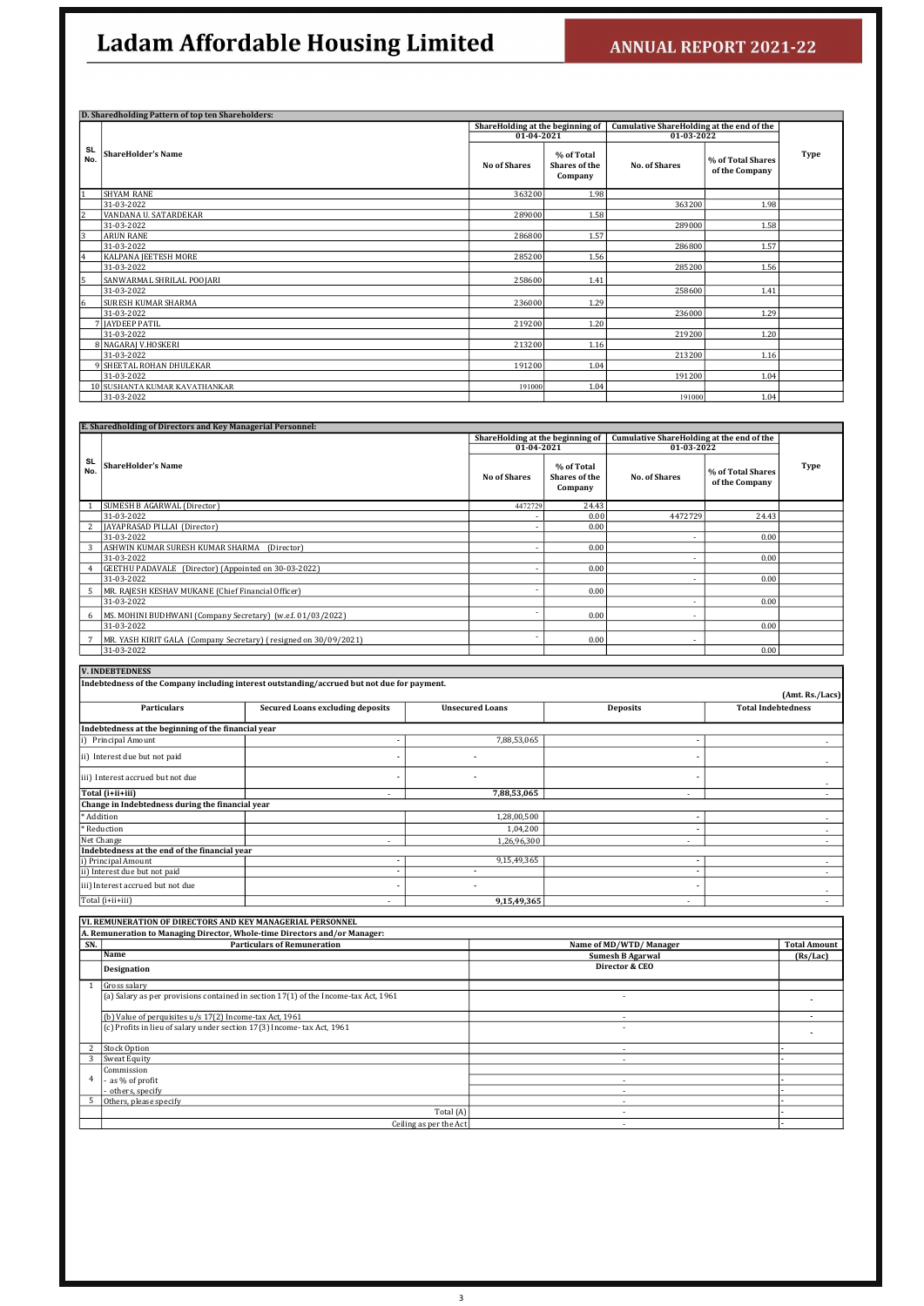### D. Sharedholding Pattern of top ten Shareholders:

| SL No. | ShareHolder's Name | ShareHolding at the beginning of 01-04-2021 | | Cumulative ShareHolding at the end of the 01-03-2022 | | Type |
|---|---|---|---|---|---|---|
| | | No of Shares | % of Total Shares of the Company | No. of Shares | % of Total Shares of the Company | |
| 1 | SHYAM RANE | 363200 | 1.98 | | | |
| | 31-03-2022 | | | 363200 | 1.98 | |
| 2 | VANDANA U. SATARDEKAR | 289000 | 1.58 | | | |
| | 31-03-2022 | | | 289000 | 1.58 | |
| 3 | ARUN RANE | 286800 | 1.57 | | | |
| | 31-03-2022 | | | 286800 | 1.57 | |
| 4 | KALPANA JEETESH MORE | 285200 | 1.56 | | | |
| | 31-03-2022 | | | 285200 | 1.56 | |
| 5 | SANWARMAL SHRILAL POOJARI | 258600 | 1.41 | | | |
| | 31-03-2022 | | | 258600 | 1.41 | |
| 6 | SURESH KUMAR SHARMA | 236000 | 1.29 | | | |
| | 31-03-2022 | | | 236000 | 1.29 | |
| 7 | JAYDEEP PATIL | 219200 | 1.20 | | | |
| | 31-03-2022 | | | 219200 | 1.20 | |
| 8 | NAGARAJ V.HOSKERI | 213200 | 1.16 | | | |
| | 31-03-2022 | | | 213200 | 1.16 | |
| 9 | SHEETAL ROHAN DHULEKAR | 191200 | 1.04 | | | |
| | 31-03-2022 | | | 191200 | 1.04 | |
| 10 | SUSHANTA KUMAR KAVATHANKAR | 191000 | 1.04 | | | |
| | 31-03-2022 | | | 191000 | 1.04 | |

### E. Sharedholding of Directors and Key Managerial Personnel:

| SL No. | ShareHolder's Name | ShareHolding at the beginning of 01-04-2021 | | Cumulative ShareHolding at the end of the 01-03-2022 | | Type |
|---|---|---|---|---|---|---|
| | | No of Shares | % of Total Shares of the Company | No. of Shares | % of Total Shares of the Company | |
| 1 | SUMESH B AGARWAL (Director) | 4472729 | 24.43 | | | |
| | 31-03-2022 | - | 0.00 | 4472729 | 24.43 | |
| 2 | JAYAPRASAD PILLAI (Director) | - | 0.00 | | | |
| | 31-03-2022 | | | - | 0.00 | |
| 3 | ASHWIN KUMAR SURESH KUMAR SHARMA (Director) | - | 0.00 | | | |
| | 31-03-2022 | | | - | 0.00 | |
| 4 | GEETHU PADAVALE (Director) (Appointed on 30-03-2022) | - | 0.00 | | | |
| | 31-03-2022 | | | - | 0.00 | |
| 5 | MR. RAJESH KESHAV MUKANE (Chief Financial Officer) | - | 0.00 | | | |
| | 31-03-2022 | | | - | 0.00 | |
| 6 | MS. MOHINI BUDHWANI (Company Secretary) (w.e.f. 01/03/2022) | - | 0.00 | - | | |
| | 31-03-2022 | | | | 0.00 | |
| 7 | MR. YASH KIRIT GALA (Company Secretary) (resigned on 30/09/2021) | - | 0.00 | - | | |
| | 31-03-2022 | | | | 0.00 | |

### V. INDEBTEDNESS

**Indebtedness of the Company including interest outstanding/accrued but not due for payment.**

(Amt. Rs./Lacs)

| Particulars | Secured Loans excluding deposits | Unsecured Loans | Deposits | Total Indebtedness |
|---|---|---|---|---|
| **Indebtedness at the beginning of the financial year** | | | | |
| i) Principal Amount | - | 7,88,53,065 | - | - |
| ii) Interest due but not paid | - | - | - | - |
| iii) Interest accrued but not due | - | - | - | - |
| **Total (i+ii+iii)** | - | **7,88,53,065** | - | - |
| **Change in Indebtedness during the financial year** | | | | |
| * Addition | | 1,28,00,500 | - | - |
| * Reduction | | 1,04,200 | - | - |
| Net Change | - | 1,26,96,300 | - | - |
| **Indebtedness at the end of the financial year** | | | | |
| i) Principal Amount | - | 9,15,49,365 | - | - |
| ii) Interest due but not paid | - | - | - | - |
| iii) Interest accrued but not due | - | - | - | - |
| Total (i+ii+iii) | - | **9,15,49,365** | - | - |

### VI. REMUNERATION OF DIRECTORS AND KEY MANAGERIAL PERSONNEL

**A. Remuneration to Managing Director, Whole-time Directors and/or Manager:**

| SN. | Particulars of Remuneration | Name of MD/WTD/ Manager | Total Amount |
|---|---|---|---|
| | **Name** | **Sumesh B Agarwal** | **(Rs/Lac)** |
| | **Designation** | **Director & CEO** | |
| 1 | Gross salary | | |
| | (a) Salary as per provisions contained in section 17(1) of the Income-tax Act, 1961 | - | - |
| | (b) Value of perquisites u/s 17(2) Income-tax Act, 1961 | - | - |
| | (c) Profits in lieu of salary under section 17(3) Income- tax Act, 1961 | - | - |
| 2 | Stock Option | - | - |
| 3 | Sweat Equity | - | - |
| 4 | Commission | | |
| | - as % of profit | - | - |
| | - others, specify | - | - |
| 5 | Others, please specify | - | - |
| | Total (A) | - | - |
| | Ceiling as per the Act | - | - |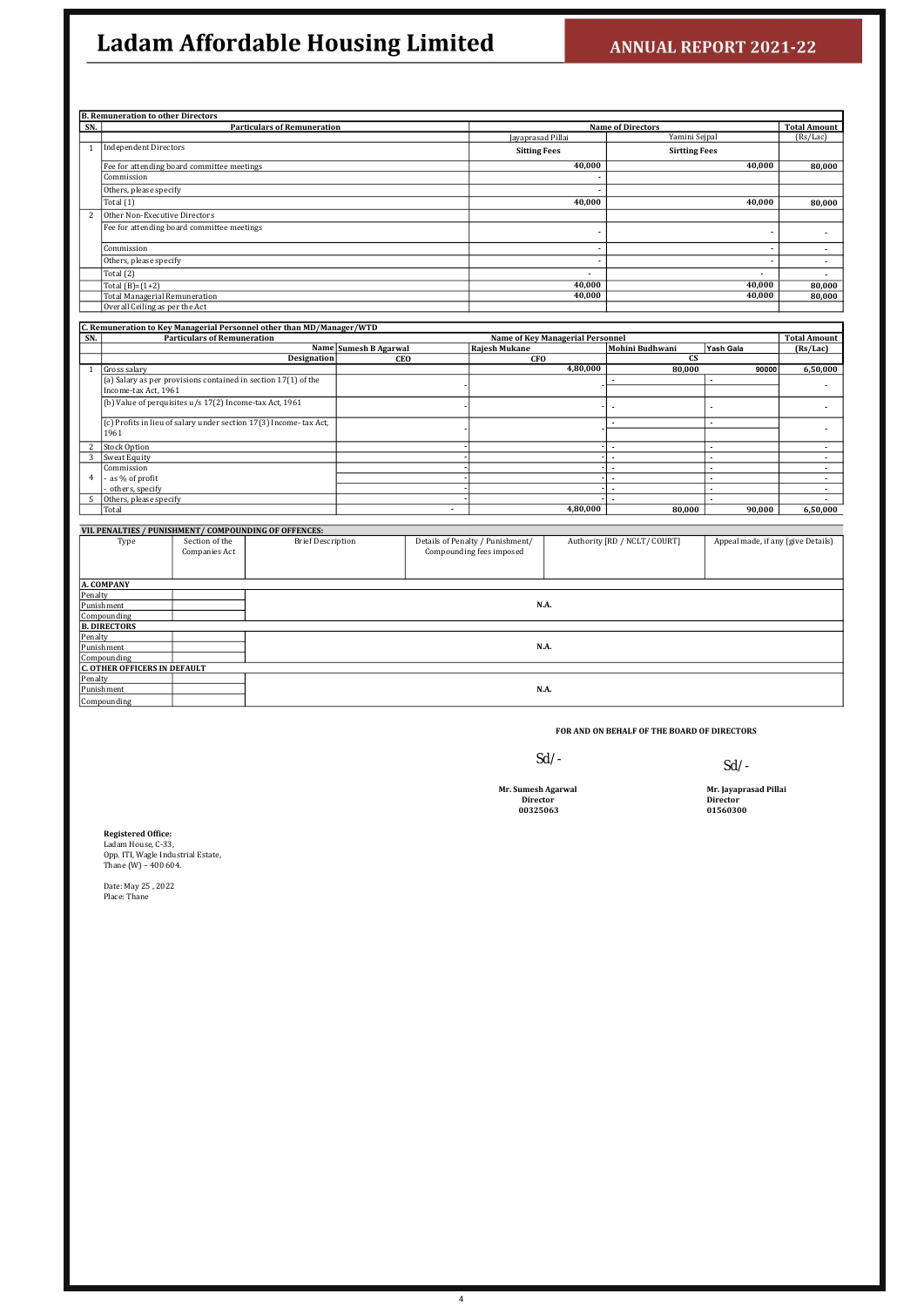**B. Remuneration to other Directors**

| SN. | Particulars of Remuneration | Name of Directors | | Total Amount |
|---|---|---|---|---|
| | | Jayaprasad Pillai | Yamini Sejpal | (Rs/Lac) |
| 1 | Independent Directors | **Sitting Fees** | **Sirtting Fees** | |
| | Fee for attending board committee meetings | 40,000 | 40,000 | 80,000 |
| | Commission | - | | |
| | Others, please specify | - | | |
| | Total (1) | 40,000 | 40,000 | 80,000 |
| 2 | Other Non-Executive Directors | | | |
| | Fee for attending board committee meetings | - | - | - |
| | Commission | - | - | - |
| | Others, please specify | - | - | - |
| | Total (2) | - | - | - |
| | Total (B)=(1+2) | 40,000 | 40,000 | 80,000 |
| | Total Managerial Remuneration | 40,000 | 40,000 | 80,000 |
| | Overall Ceiling as per the Act | | | |

**C. Remuneration to Key Managerial Personnel other than MD/Manager/WTD**

| SN. | Particulars of Remuneration | Name of Key Managerial Personnel | | | | Total Amount |
|---|---|---|---|---|---|---|
| | Name | Sumesh B Agarwal | Rajesh Mukane | Mohini Budhwani | Yash Gala | (Rs/Lac) |
| | Designation | CEO | CFO | CS | | |
| 1 | Gross salary | | 4,80,000 | 80,000 | 90000 | 6,50,000 |
| | (a) Salary as per provisions contained in section 17(1) of the Income-tax Act, 1961 | - | - | - | - | - |
| | (b) Value of perquisites u/s 17(2) Income-tax Act, 1961 | - | - | - | - | - |
| | (c) Profits in lieu of salary under section 17(3) Income- tax Act, 1961 | - | - | - | - | - |
| 2 | Stock Option | - | - | - | - | - |
| 3 | Sweat Equity | - | - | - | - | - |
| 4 | Commission | - | - | - | - | - |
| | - as % of profit | - | - | - | - | - |
| | - others, specify | - | - | - | - | - |
| 5 | Others, please specify | - | - | - | - | - |
| | Total | - | 4,80,000 | 80,000 | 90,000 | 6,50,000 |

**VII. PENALTIES / PUNISHMENT/ COMPOUNDING OF OFFENCES:**

| Type | Section of the Companies Act | Brief Description | Details of Penalty / Punishment/ Compounding fees imposed | Authority [RD / NCLT/ COURT] | Appeal made, if any (give Details) |
|---|---|---|---|---|---|
| **A. COMPANY** | | | | | |
| Penalty | | N.A. | | | |
| Punishment | | | | | |
| Compounding | | | | | |
| **B. DIRECTORS** | | | | | |
| Penalty | | N.A. | | | |
| Punishment | | | | | |
| Compounding | | | | | |
| **C. OTHER OFFICERS IN DEFAULT** | | | | | |
| Penalty | | N.A. | | | |
| Punishment | | | | | |
| Compounding | | | | | |

**FOR AND ON BEHALF OF THE BOARD OF DIRECTORS**

Sd/-

**Mr. Sumesh Agarwal**
**Director**
**00325063**

Sd/-

**Mr. Jayaprasad Pillai**
**Director**
**01560300**

**Registered Office:**
Ladam House, C-33,
Opp. ITI, Wagle Industrial Estate,
Thane (W) – 400 604.

Date: May 25 , 2022
Place: Thane